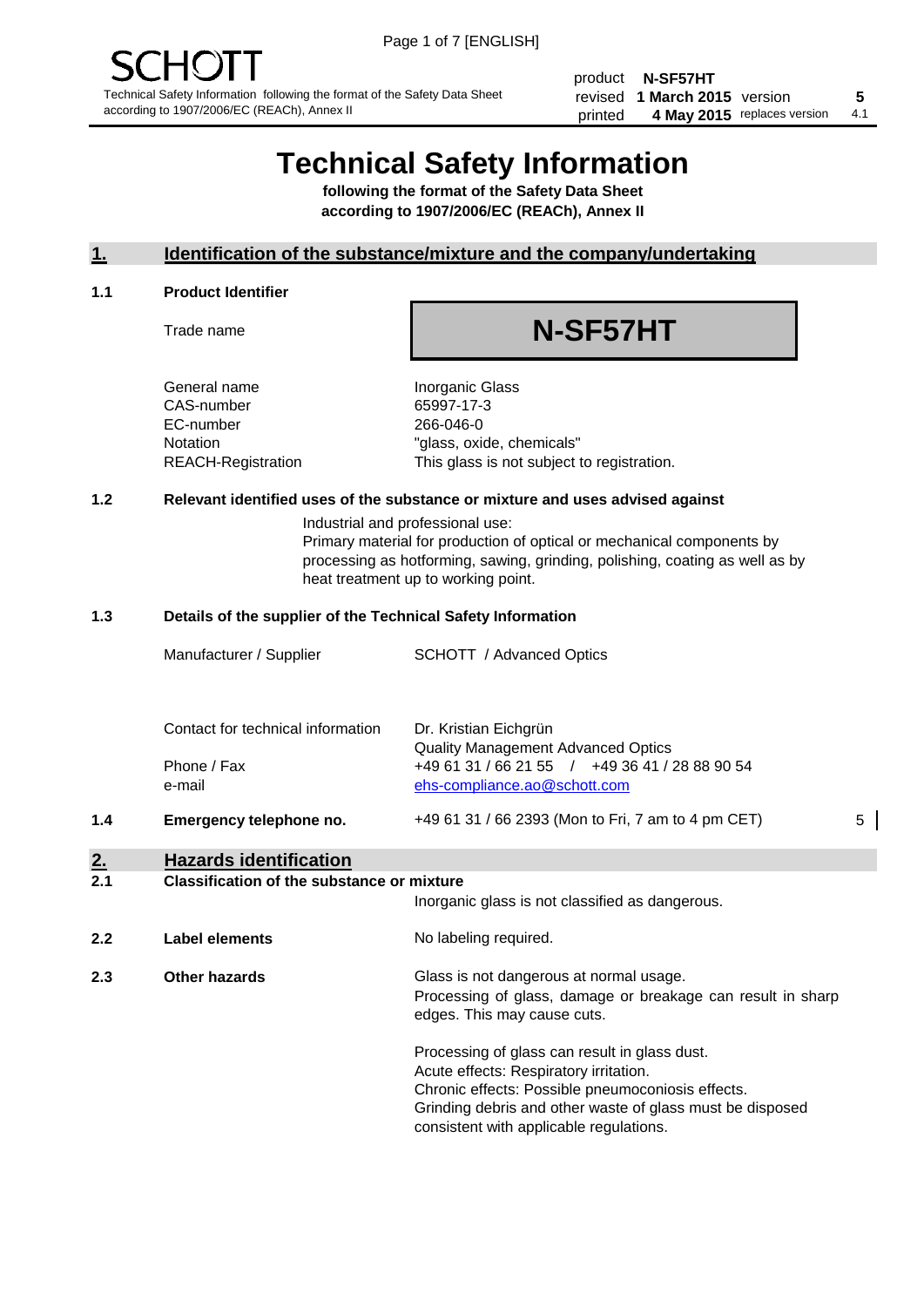SCHOTT

Technical Safety Information following the format of the Safety Data Sheet according to 1907/2006/EC (REACh), Annex II

| | | | |
|---|---|---|---|
| product | **N-SF57HT** | | |
| revised | **1 March 2015** | version | **5** |
| printed | **4 May 2015** | replaces version | 4.1 |

# Technical Safety Information

**following the format of the Safety Data Sheet according to 1907/2006/EC (REACh), Annex II**

## 1. Identification of the substance/mixture and the company/undertaking

### 1.1 Product Identifier

Trade name: **N-SF57HT**

| | |
|---|---|
| General name | Inorganic Glass |
| CAS-number | 65997-17-3 |
| EC-number | 266-046-0 |
| Notation | "glass, oxide, chemicals" |
| REACH-Registration | This glass is not subject to registration. |

### 1.2 Relevant identified uses of the substance or mixture and uses advised against

Industrial and professional use:
Primary material for production of optical or mechanical components by processing as hotforming, sawing, grinding, polishing, coating as well as by heat treatment up to working point.

### 1.3 Details of the supplier of the Technical Safety Information

| | |
|---|---|
| Manufacturer / Supplier | SCHOTT / Advanced Optics |
| Contact for technical information | Dr. Kristian Eichgrün<br>Quality Management Advanced Optics |
| Phone / Fax | +49 61 31 / 66 21 55 / +49 36 41 / 28 88 90 54 |
| e-mail | ehs-compliance.ao@schott.com |

### 1.4 Emergency telephone no.

+49 61 31 / 66 2393 (Mon to Fri, 7 am to 4 pm CET) 5

## 2. Hazards identification

### 2.1 Classification of the substance or mixture

Inorganic glass is not classified as dangerous.

### 2.2 Label elements

No labeling required.

### 2.3 Other hazards

Glass is not dangerous at normal usage.
Processing of glass, damage or breakage can result in sharp edges. This may cause cuts.

Processing of glass can result in glass dust.
Acute effects: Respiratory irritation.
Chronic effects: Possible pneumoconiosis effects.
Grinding debris and other waste of glass must be disposed consistent with applicable regulations.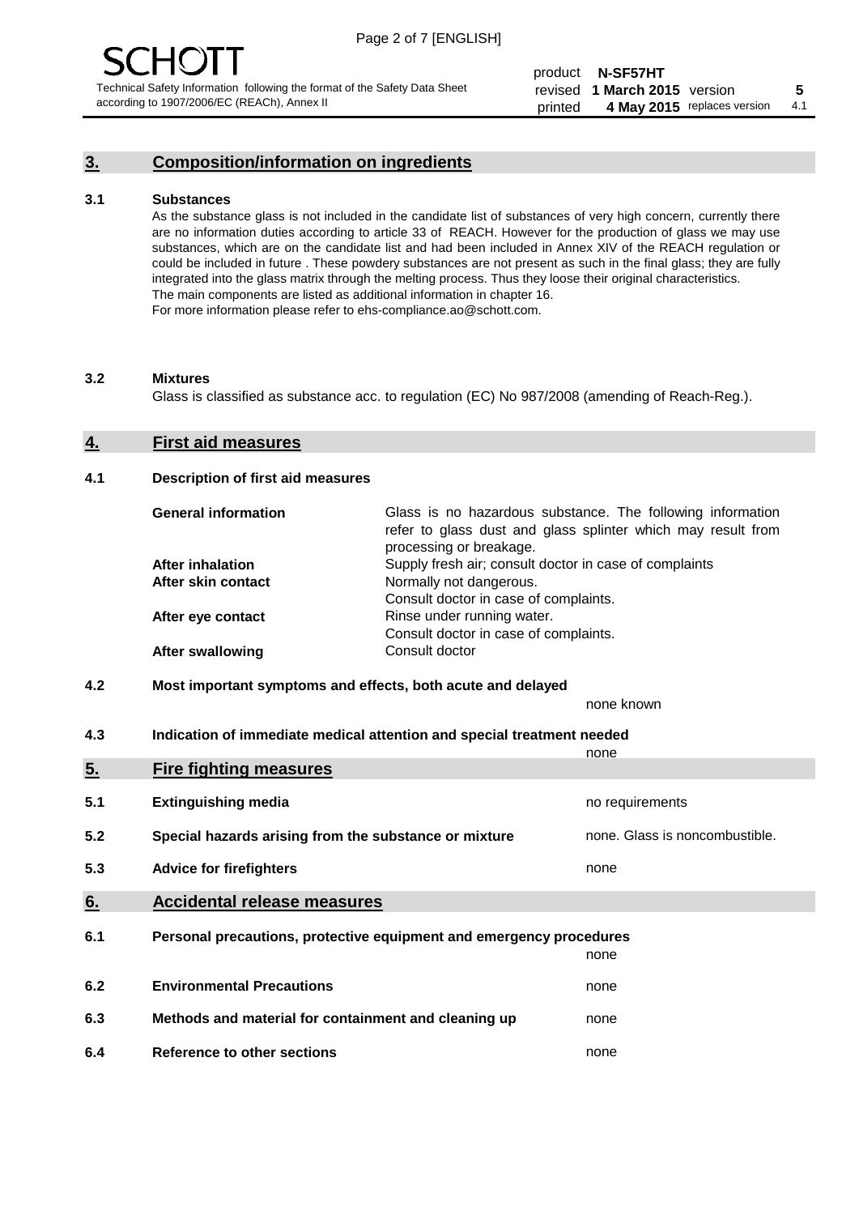## 3. Composition/information on ingredients

### 3.1 Substances

As the substance glass is not included in the candidate list of substances of very high concern, currently there are no information duties according to article 33 of REACH. However for the production of glass we may use substances, which are on the candidate list and had been included in Annex XIV of the REACH regulation or could be included in future . These powdery substances are not present as such in the final glass; they are fully integrated into the glass matrix through the melting process. Thus they loose their original characteristics. The main components are listed as additional information in chapter 16. For more information please refer to ehs-compliance.ao@schott.com.

### 3.2 Mixtures

Glass is classified as substance acc. to regulation (EC) No 987/2008 (amending of Reach-Reg.).

## 4. First aid measures

### 4.1 Description of first aid measures

| | |
|---|---|
| **General information** | Glass is no hazardous substance. The following information refer to glass dust and glass splinter which may result from processing or breakage. |
| **After inhalation** | Supply fresh air; consult doctor in case of complaints |
| **After skin contact** | Normally not dangerous. Consult doctor in case of complaints. |
| **After eye contact** | Rinse under running water. Consult doctor in case of complaints. |
| **After swallowing** | Consult doctor |

### 4.2 Most important symptoms and effects, both acute and delayed

none known

### 4.3 Indication of immediate medical attention and special treatment needed

none

## 5. Fire fighting measures

| | | |
|---|---|---|
| **5.1** | **Extinguishing media** | no requirements |
| **5.2** | **Special hazards arising from the substance or mixture** | none. Glass is noncombustible. |
| **5.3** | **Advice for firefighters** | none |

## 6. Accidental release measures

| | | |
|---|---|---|
| **6.1** | **Personal precautions, protective equipment and emergency procedures** | none |
| **6.2** | **Environmental Precautions** | none |
| **6.3** | **Methods and material for containment and cleaning up** | none |
| **6.4** | **Reference to other sections** | none |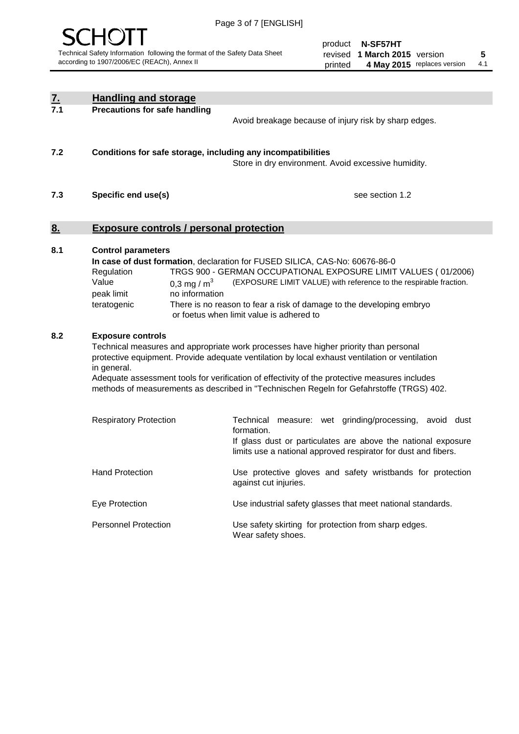## 7. Handling and storage

### 7.1 Precautions for safe handling

Avoid breakage because of injury risk by sharp edges.

### 7.2 Conditions for safe storage, including any incompatibilities

Store in dry environment. Avoid excessive humidity.

### 7.3 Specific end use(s)

see section 1.2

## 8. Exposure controls / personal protection

### 8.1 Control parameters

**In case of dust formation**, declaration for FUSED SILICA, CAS-No: 60676-86-0

| | |
|---|---|
| Regulation | TRGS 900 - GERMAN OCCUPATIONAL EXPOSURE LIMIT VALUES ( 01/2006) |
| Value | 0,3 mg / $m^3$ (EXPOSURE LIMIT VALUE) with reference to the respirable fraction. |
| peak limit | no information |
| teratogenic | There is no reason to fear a risk of damage to the developing embryo or foetus when limit value is adhered to |

### 8.2 Exposure controls

Technical measures and appropriate work processes have higher priority than personal protective equipment. Provide adequate ventilation by local exhaust ventilation or ventilation in general.

Adequate assessment tools for verification of effectivity of the protective measures includes methods of measurements as described in "Technischen Regeln for Gefahrstoffe (TRGS) 402.

| | |
|---|---|
| Respiratory Protection | Technical measure: wet grinding/processing, avoid dust formation. If glass dust or particulates are above the national exposure limits use a national approved respirator for dust and fibers. |
| Hand Protection | Use protective gloves and safety wristbands for protection against cut injuries. |
| Eye Protection | Use industrial safety glasses that meet national standards. |
| Personnel Protection | Use safety skirting for protection from sharp edges. Wear safety shoes. |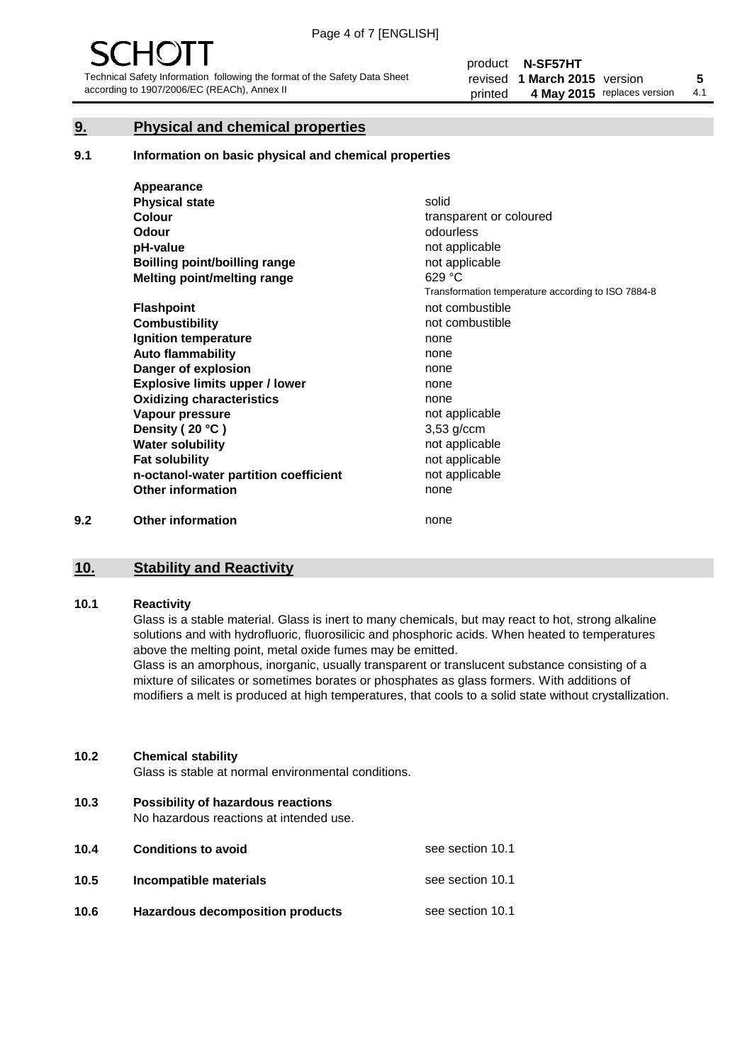## 9. Physical and chemical properties

### 9.1 Information on basic physical and chemical properties

| Property | Value |
|---|---|
| **Appearance** | |
| **Physical state** | solid |
| **Colour** | transparent or coloured |
| **Odour** | odourless |
| **pH-value** | not applicable |
| **Boilling point/boilling range** | not applicable |
| **Melting point/melting range** | 629 °C<br>Transformation temperature according to ISO 7884-8 |
| **Flashpoint** | not combustible |
| **Combustibility** | not combustible |
| **Ignition temperature** | none |
| **Auto flammability** | none |
| **Danger of explosion** | none |
| **Explosive limits upper / lower** | none |
| **Oxidizing characteristics** | none |
| **Vapour pressure** | not applicable |
| **Density ( 20 °C )** | 3,53 g/ccm |
| **Water solubility** | not applicable |
| **Fat solubility** | not applicable |
| **n-octanol-water partition coefficient** | not applicable |
| **Other information** | none |

### 9.2 Other information

none

## 10. Stability and Reactivity

### 10.1 Reactivity

Glass is a stable material. Glass is inert to many chemicals, but may react to hot, strong alkaline solutions and with hydrofluoric, fluorosilicic and phosphoric acids. When heated to temperatures above the melting point, metal oxide fumes may be emitted.

Glass is an amorphous, inorganic, usually transparent or translucent substance consisting of a mixture of silicates or sometimes borates or phosphates as glass formers. With additions of modifiers a melt is produced at high temperatures, that cools to a solid state without crystallization.

### 10.2 Chemical stability

Glass is stable at normal environmental conditions.

### 10.3 Possibility of hazardous reactions

No hazardous reactions at intended use.

### 10.4 Conditions to avoid

see section 10.1

### 10.5 Incompatible materials

see section 10.1

### 10.6 Hazardous decomposition products

see section 10.1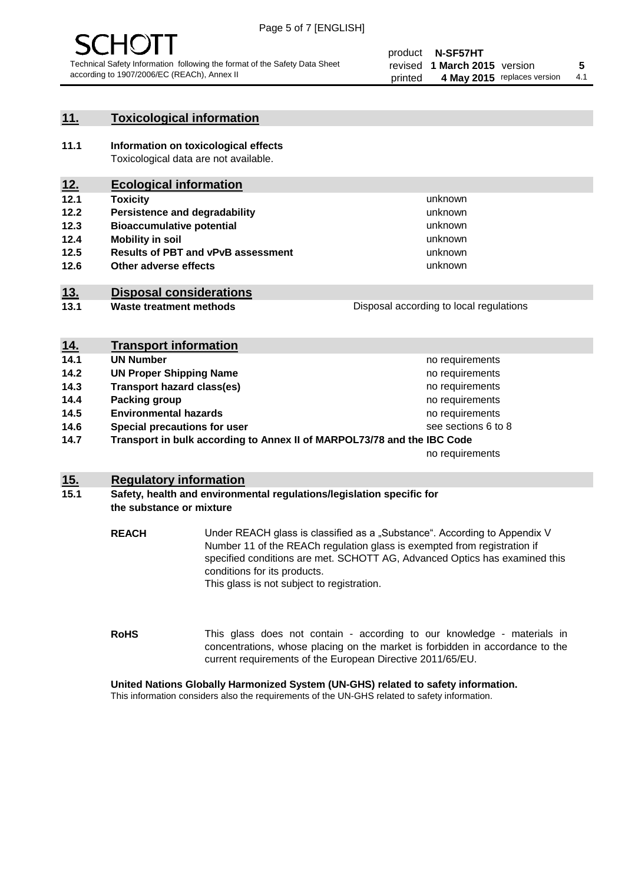## 11. Toxicological information

**11.1 Information on toxicological effects**
Toxicological data are not available.

## 12. Ecological information

| | | |
|---|---|---|
| **12.1** | **Toxicity** | unknown |
| **12.2** | **Persistence and degradability** | unknown |
| **12.3** | **Bioaccumulative potential** | unknown |
| **12.4** | **Mobility in soil** | unknown |
| **12.5** | **Results of PBT and vPvB assessment** | unknown |
| **12.6** | **Other adverse effects** | unknown |

## 13. Disposal considerations

| | | |
|---|---|---|
| **13.1** | **Waste treatment methods** | Disposal according to local regulations |

## 14. Transport information

| | | |
|---|---|---|
| **14.1** | **UN Number** | no requirements |
| **14.2** | **UN Proper Shipping Name** | no requirements |
| **14.3** | **Transport hazard class(es)** | no requirements |
| **14.4** | **Packing group** | no requirements |
| **14.5** | **Environmental hazards** | no requirements |
| **14.6** | **Special precautions for user** | see sections 6 to 8 |
| **14.7** | **Transport in bulk according to Annex II of MARPOL73/78 and the IBC Code** | no requirements |

## 15. Regulatory information

**15.1 Safety, health and environmental regulations/legislation specific for the substance or mixture**

**REACH** Under REACH glass is classified as a „Substance". According to Appendix V Number 11 of the REACh regulation glass is exempted from registration if specified conditions are met. SCHOTT AG, Advanced Optics has examined this conditions for its products.
This glass is not subject to registration.

**RoHS** This glass does not contain - according to our knowledge - materials in concentrations, whose placing on the market is forbidden in accordance to the current requirements of the European Directive 2011/65/EU.

**United Nations Globally Harmonized System (UN-GHS) related to safety information.**
This information considers also the requirements of the UN-GHS related to safety information.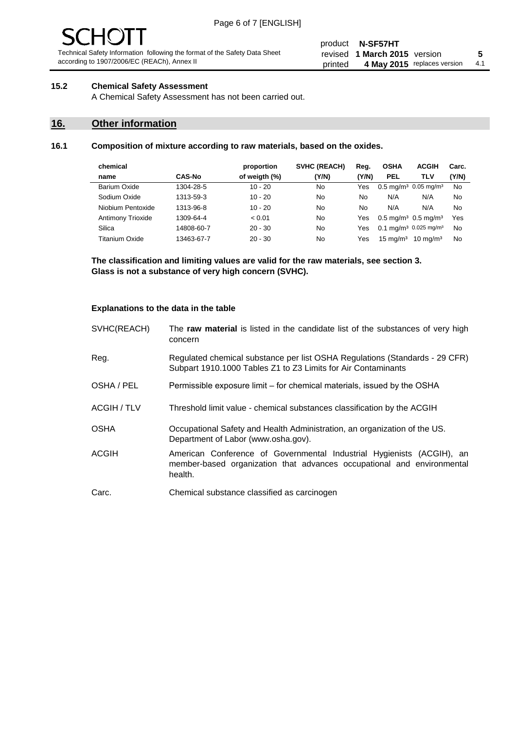### 15.2 Chemical Safety Assessment

A Chemical Safety Assessment has not been carried out.

## 16. Other information

### 16.1 Composition of mixture according to raw materials, based on the oxides.

| chemical name | CAS-No | proportion of weigth (%) | SVHC (REACH) (Y/N) | Reg. (Y/N) | OSHA PEL | ACGIH TLV | Carc. (Y/N) |
|---|---|---|---|---|---|---|---|
| Barium Oxide | 1304-28-5 | 10 - 20 | No | Yes | 0.5 mg/m³ | 0.05 mg/m³ | No |
| Sodium Oxide | 1313-59-3 | 10 - 20 | No | No | N/A | N/A | No |
| Niobium Pentoxide | 1313-96-8 | 10 - 20 | No | No | N/A | N/A | No |
| Antimony Trioxide | 1309-64-4 | < 0.01 | No | Yes | 0.5 mg/m³ | 0.5 mg/m³ | Yes |
| Silica | 14808-60-7 | 20 - 30 | No | Yes | 0.1 mg/m³ | 0.025 mg/m³ | No |
| Titanium Oxide | 13463-67-7 | 20 - 30 | No | Yes | 15 mg/m³ | 10 mg/m³ | No |

**The classification and limiting values are valid for the raw materials, see section 3.**
**Glass is not a substance of very high concern (SVHC).**

**Explanations to the data in the table**

| | |
|---|---|
| SVHC(REACH) | The **raw material** is listed in the candidate list of the substances of very high concern |
| Reg. | Regulated chemical substance per list OSHA Regulations (Standards - 29 CFR) Subpart 1910.1000 Tables Z1 to Z3 Limits for Air Contaminants |
| OSHA / PEL | Permissible exposure limit – for chemical materials, issued by the OSHA |
| ACGIH / TLV | Threshold limit value - chemical substances classification by the ACGIH |
| OSHA | Occupational Safety and Health Administration, an organization of the US. Department of Labor (www.osha.gov). |
| ACGIH | American Conference of Governmental Industrial Hygienists (ACGIH), an member-based organization that advances occupational and environmental health. |
| Carc. | Chemical substance classified as carcinogen |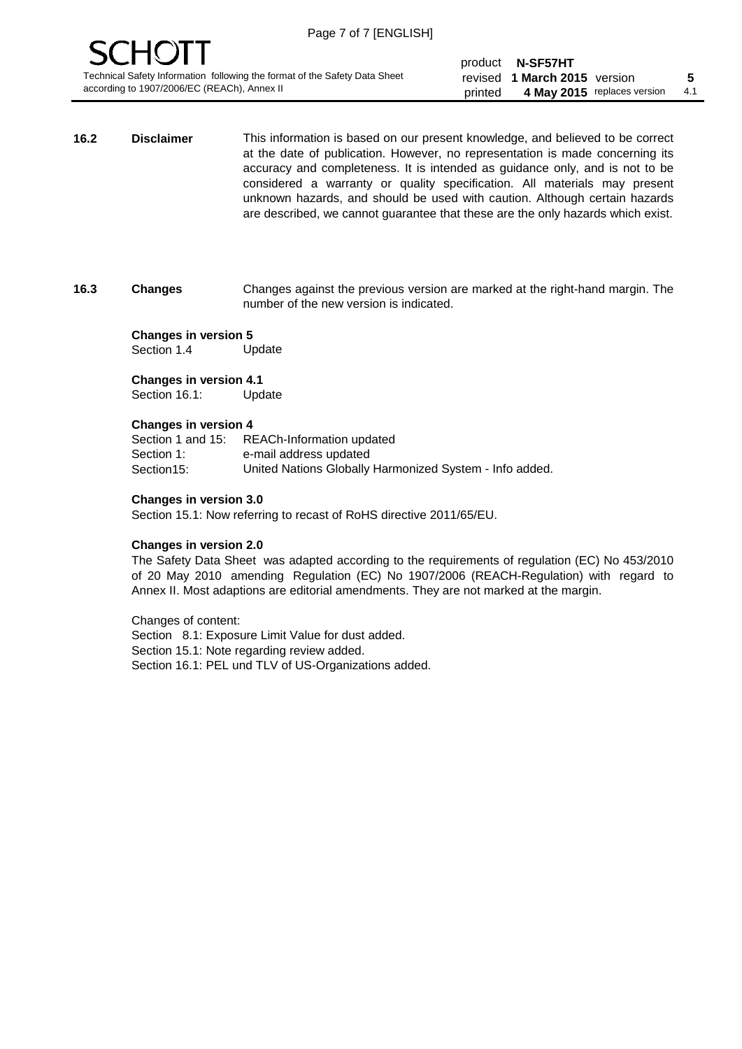**16.2 Disclaimer**

This information is based on our present knowledge, and believed to be correct at the date of publication. However, no representation is made concerning its accuracy and completeness. It is intended as guidance only, and is not to be considered a warranty or quality specification. All materials may present unknown hazards, and should be used with caution. Although certain hazards are described, we cannot guarantee that these are the only hazards which exist.

**16.3 Changes**

Changes against the previous version are marked at the right-hand margin. The number of the new version is indicated.

**Changes in version 5**

Section 1.4 Update

**Changes in version 4.1**

Section 16.1: Update

**Changes in version 4**

Section 1 and 15: REACh-Information updated
Section 1: e-mail address updated
Section15: United Nations Globally Harmonized System - Info added.

**Changes in version 3.0**

Section 15.1: Now referring to recast of RoHS directive 2011/65/EU.

**Changes in version 2.0**

The Safety Data Sheet was adapted according to the requirements of regulation (EC) No 453/2010 of 20 May 2010 amending Regulation (EC) No 1907/2006 (REACH-Regulation) with regard to Annex II. Most adaptions are editorial amendments. They are not marked at the margin.

Changes of content:
Section 8.1: Exposure Limit Value for dust added.
Section 15.1: Note regarding review added.
Section 16.1: PEL und TLV of US-Organizations added.